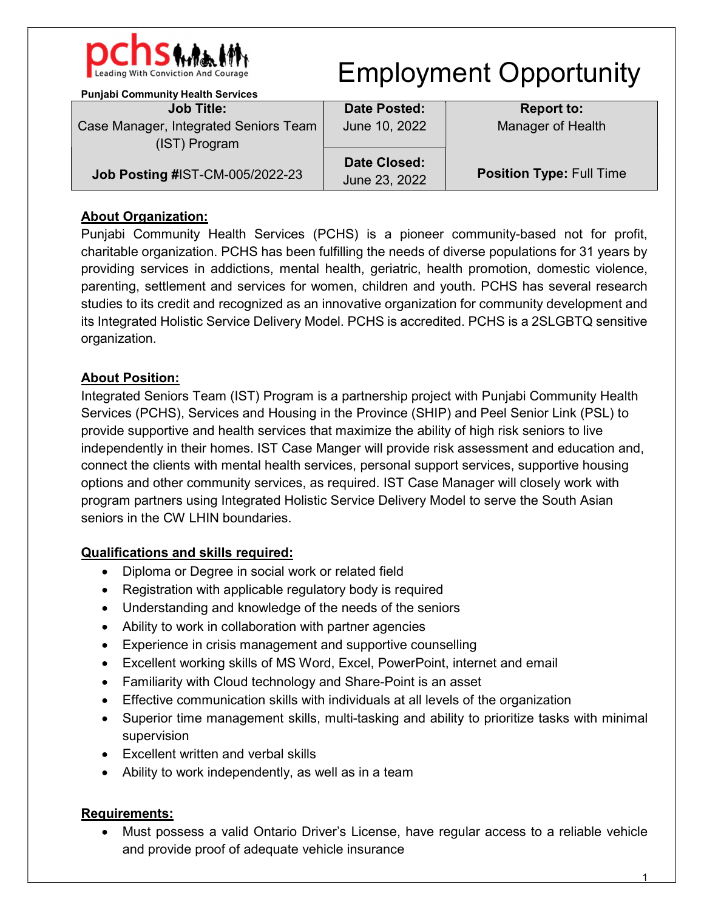pchs Leading With Conviction And Courage

**Punjabi Community Health Services**

# Employment Opportunity

| Job Title: Case Manager, Integrated Seniors Team (IST) Program | Date Posted: June 10, 2022 | Report to: Manager of Health |
|---|---|---|
| **Job Posting #**IST-CM-005/2022-23 | **Date Closed:** June 23, 2022 | **Position Type:** Full Time |

## About Organization:

Punjabi Community Health Services (PCHS) is a pioneer community-based not for profit, charitable organization. PCHS has been fulfilling the needs of diverse populations for 31 years by providing services in addictions, mental health, geriatric, health promotion, domestic violence, parenting, settlement and services for women, children and youth. PCHS has several research studies to its credit and recognized as an innovative organization for community development and its Integrated Holistic Service Delivery Model. PCHS is accredited. PCHS is a 2SLGBTQ sensitive organization.

## About Position:

Integrated Seniors Team (IST) Program is a partnership project with Punjabi Community Health Services (PCHS), Services and Housing in the Province (SHIP) and Peel Senior Link (PSL) to provide supportive and health services that maximize the ability of high risk seniors to live independently in their homes. IST Case Manger will provide risk assessment and education and, connect the clients with mental health services, personal support services, supportive housing options and other community services, as required. IST Case Manager will closely work with program partners using Integrated Holistic Service Delivery Model to serve the South Asian seniors in the CW LHIN boundaries.

## Qualifications and skills required:

- Diploma or Degree in social work or related field
- Registration with applicable regulatory body is required
- Understanding and knowledge of the needs of the seniors
- Ability to work in collaboration with partner agencies
- Experience in crisis management and supportive counselling
- Excellent working skills of MS Word, Excel, PowerPoint, internet and email
- Familiarity with Cloud technology and Share-Point is an asset
- Effective communication skills with individuals at all levels of the organization
- Superior time management skills, multi-tasking and ability to prioritize tasks with minimal supervision
- Excellent written and verbal skills
- Ability to work independently, as well as in a team

## Requirements:

- Must possess a valid Ontario Driver's License, have regular access to a reliable vehicle and provide proof of adequate vehicle insurance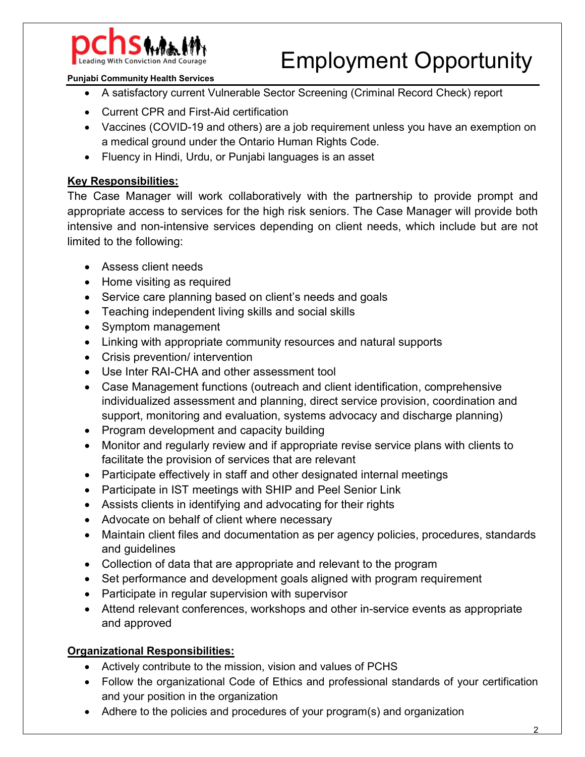- A satisfactory current Vulnerable Sector Screening (Criminal Record Check) report
- Current CPR and First-Aid certification
- Vaccines (COVID-19 and others) are a job requirement unless you have an exemption on a medical ground under the Ontario Human Rights Code.
- Fluency in Hindi, Urdu, or Punjabi languages is an asset

**Key Responsibilities:**

The Case Manager will work collaboratively with the partnership to provide prompt and appropriate access to services for the high risk seniors. The Case Manager will provide both intensive and non-intensive services depending on client needs, which include but are not limited to the following:

- Assess client needs
- Home visiting as required
- Service care planning based on client's needs and goals
- Teaching independent living skills and social skills
- Symptom management
- Linking with appropriate community resources and natural supports
- Crisis prevention/ intervention
- Use Inter RAI-CHA and other assessment tool
- Case Management functions (outreach and client identification, comprehensive individualized assessment and planning, direct service provision, coordination and support, monitoring and evaluation, systems advocacy and discharge planning)
- Program development and capacity building
- Monitor and regularly review and if appropriate revise service plans with clients to facilitate the provision of services that are relevant
- Participate effectively in staff and other designated internal meetings
- Participate in IST meetings with SHIP and Peel Senior Link
- Assists clients in identifying and advocating for their rights
- Advocate on behalf of client where necessary
- Maintain client files and documentation as per agency policies, procedures, standards and guidelines
- Collection of data that are appropriate and relevant to the program
- Set performance and development goals aligned with program requirement
- Participate in regular supervision with supervisor
- Attend relevant conferences, workshops and other in-service events as appropriate and approved

**Organizational Responsibilities:**

- Actively contribute to the mission, vision and values of PCHS
- Follow the organizational Code of Ethics and professional standards of your certification and your position in the organization
- Adhere to the policies and procedures of your program(s) and organization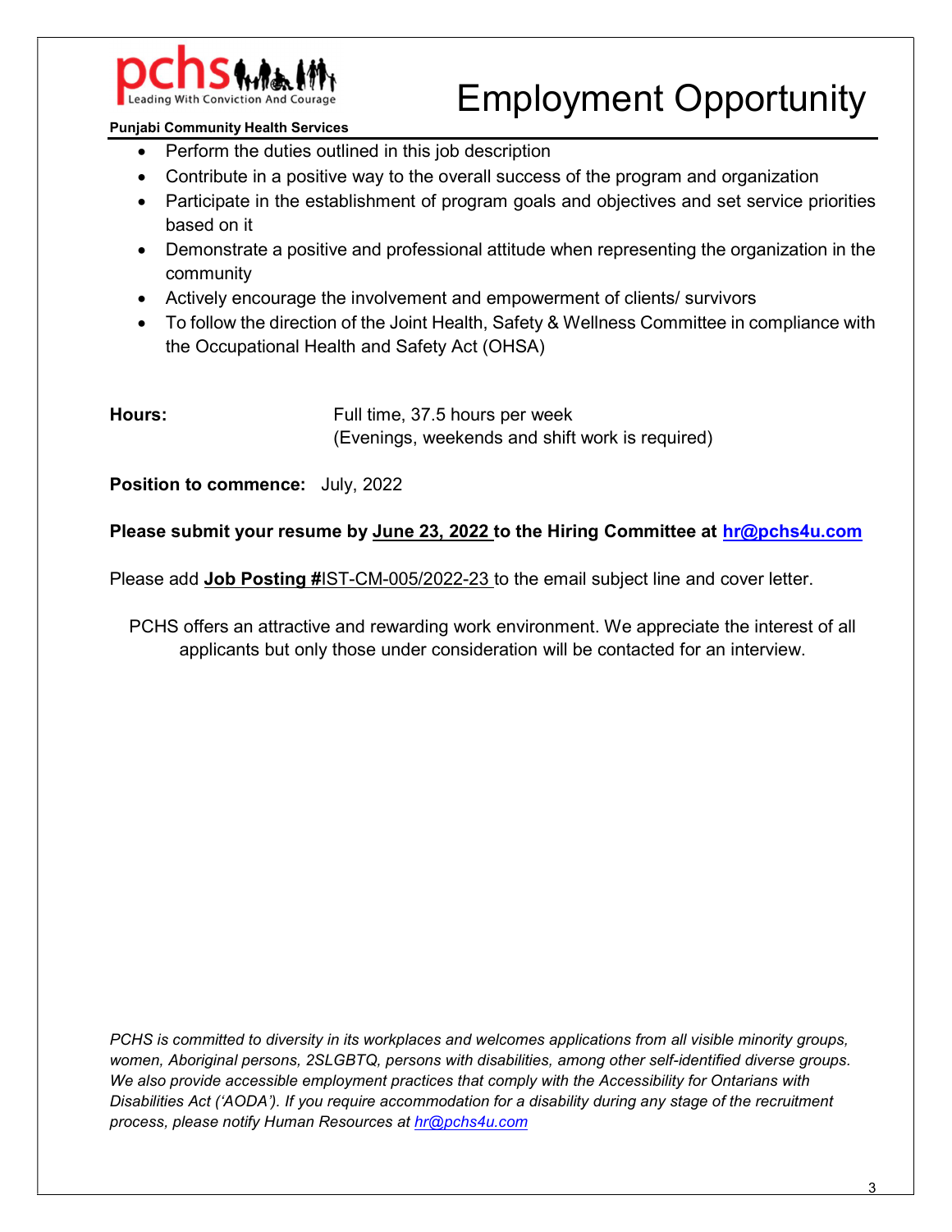- Perform the duties outlined in this job description
- Contribute in a positive way to the overall success of the program and organization
- Participate in the establishment of program goals and objectives and set service priorities based on it
- Demonstrate a positive and professional attitude when representing the organization in the community
- Actively encourage the involvement and empowerment of clients/ survivors
- To follow the direction of the Joint Health, Safety & Wellness Committee in compliance with the Occupational Health and Safety Act (OHSA)

**Hours:** Full time, 37.5 hours per week
(Evenings, weekends and shift work is required)

**Position to commence:** July, 2022

**Please submit your resume by June 23, 2022 to the Hiring Committee at hr@pchs4u.com**

Please add **Job Posting #**IST-CM-005/2022-23 to the email subject line and cover letter.

PCHS offers an attractive and rewarding work environment. We appreciate the interest of all applicants but only those under consideration will be contacted for an interview.

*PCHS is committed to diversity in its workplaces and welcomes applications from all visible minority groups, women, Aboriginal persons, 2SLGBTQ, persons with disabilities, among other self-identified diverse groups. We also provide accessible employment practices that comply with the Accessibility for Ontarians with Disabilities Act ('AODA'). If you require accommodation for a disability during any stage of the recruitment process, please notify Human Resources at hr@pchs4u.com*